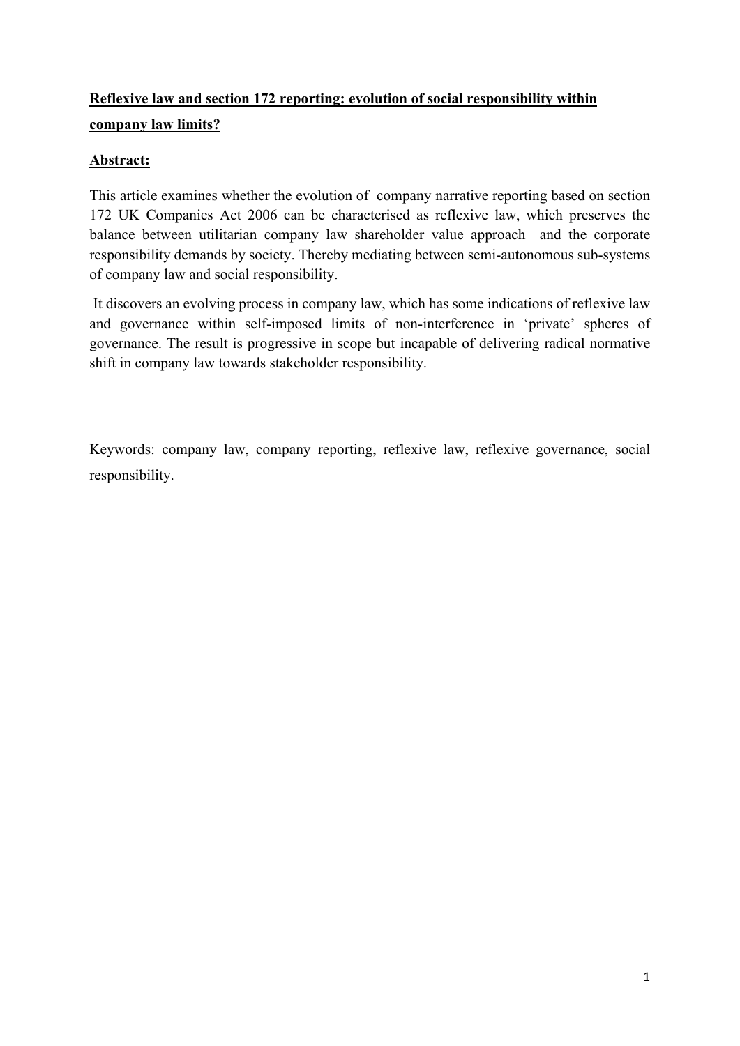# Reflexive law and section 172 reporting: evolution of social responsibility within company law limits?

## Abstract:

This article examines whether the evolution of company narrative reporting based on section 172 UK Companies Act 2006 can be characterised as reflexive law, which preserves the balance between utilitarian company law shareholder value approach and the corporate responsibility demands by society. Thereby mediating between semi-autonomous sub-systems of company law and social responsibility.

It discovers an evolving process in company law, which has some indications of reflexive law and governance within self-imposed limits of non-interference in 'private' spheres of governance. The result is progressive in scope but incapable of delivering radical normative shift in company law towards stakeholder responsibility.

Keywords: company law, company reporting, reflexive law, reflexive governance, social responsibility.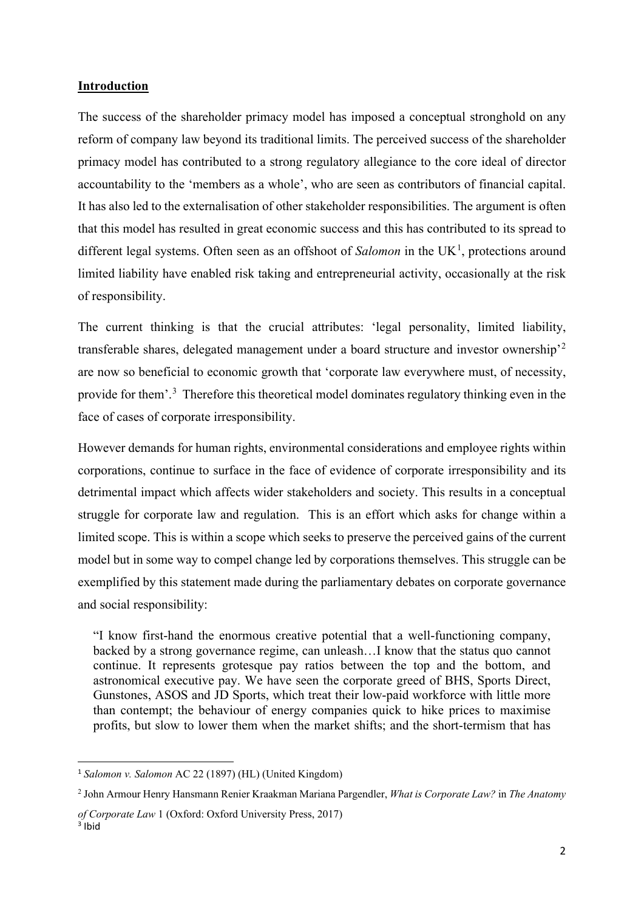## **Introduction**

The success of the shareholder primacy model has imposed a conceptual stronghold on any reform of company law beyond its traditional limits. The perceived success of the shareholder primacy model has contributed to a strong regulatory allegiance to the core ideal of director accountability to the 'members as a whole', who are seen as contributors of financial capital. It has also led to the externalisation of other stakeholder responsibilities. The argument is often that this model has resulted in great economic success and this has contributed to its spread to different legal systems. Often seen as an offshoot of *Salomon* in the UK[1], protections around limited liability have enabled risk taking and entrepreneurial activity, occasionally at the risk of responsibility.

The current thinking is that the crucial attributes: 'legal personality, limited liability, transferable shares, delegated management under a board structure and investor ownership'[2] are now so beneficial to economic growth that 'corporate law everywhere must, of necessity, provide for them'.[3] Therefore this theoretical model dominates regulatory thinking even in the face of cases of corporate irresponsibility.

However demands for human rights, environmental considerations and employee rights within corporations, continue to surface in the face of evidence of corporate irresponsibility and its detrimental impact which affects wider stakeholders and society. This results in a conceptual struggle for corporate law and regulation. This is an effort which asks for change within a limited scope. This is within a scope which seeks to preserve the perceived gains of the current model but in some way to compel change led by corporations themselves. This struggle can be exemplified by this statement made during the parliamentary debates on corporate governance and social responsibility:

> "I know first-hand the enormous creative potential that a well-functioning company, backed by a strong governance regime, can unleash…I know that the status quo cannot continue. It represents grotesque pay ratios between the top and the bottom, and astronomical executive pay. We have seen the corporate greed of BHS, Sports Direct, Gunstones, ASOS and JD Sports, which treat their low-paid workforce with little more than contempt; the behaviour of energy companies quick to hike prices to maximise profits, but slow to lower them when the market shifts; and the short-termism that has

---

[1] *Salomon v. Salomon* AC 22 (1897) (HL) (United Kingdom)

[2] John Armour Henry Hansmann Renier Kraakman Mariana Pargendler, *What is Corporate Law?* in *The Anatomy of Corporate Law* 1 (Oxford: Oxford University Press, 2017)

[3] Ibid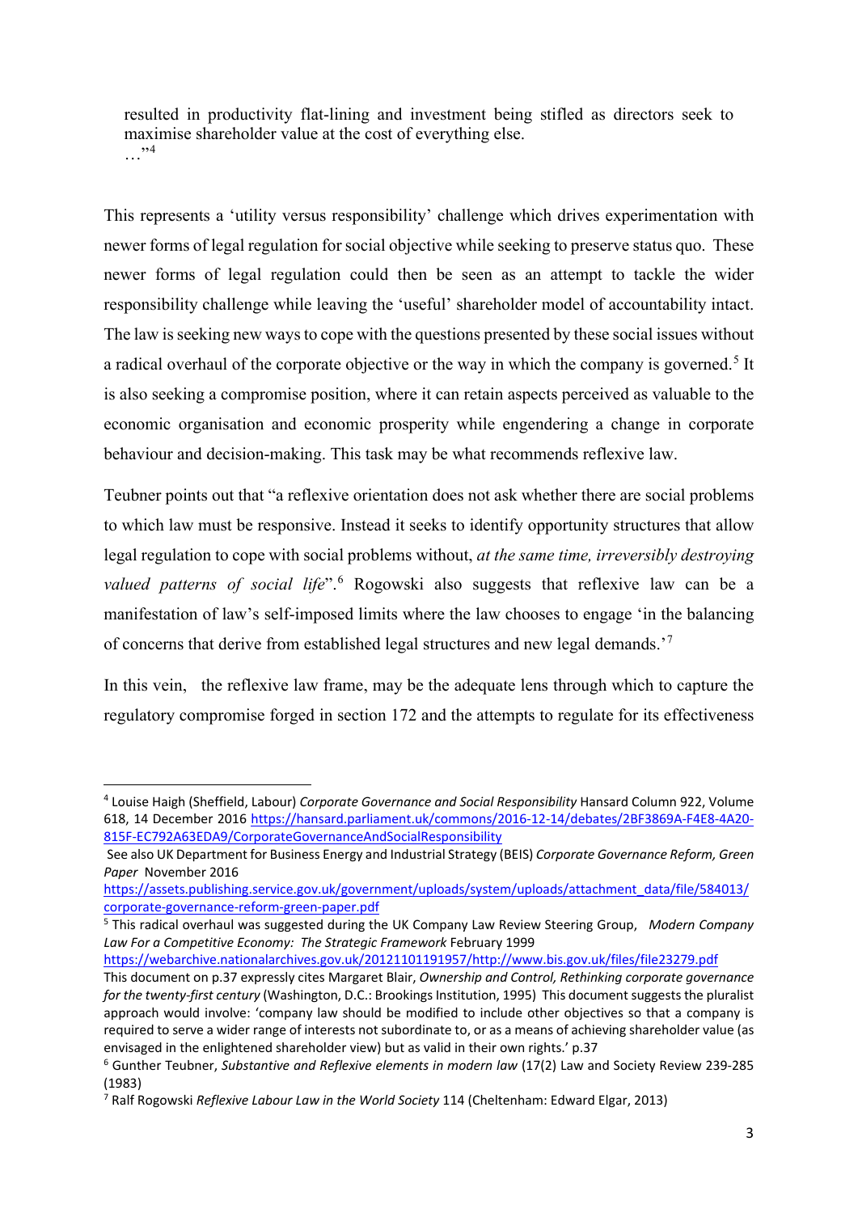> resulted in productivity flat-lining and investment being stifled as directors seek to maximise shareholder value at the cost of everything else.
> …"[4]

This represents a 'utility versus responsibility' challenge which drives experimentation with newer forms of legal regulation for social objective while seeking to preserve status quo. These newer forms of legal regulation could then be seen as an attempt to tackle the wider responsibility challenge while leaving the 'useful' shareholder model of accountability intact. The law is seeking new ways to cope with the questions presented by these social issues without a radical overhaul of the corporate objective or the way in which the company is governed.[5] It is also seeking a compromise position, where it can retain aspects perceived as valuable to the economic organisation and economic prosperity while engendering a change in corporate behaviour and decision-making. This task may be what recommends reflexive law.

Teubner points out that "a reflexive orientation does not ask whether there are social problems to which law must be responsive. Instead it seeks to identify opportunity structures that allow legal regulation to cope with social problems without, *at the same time, irreversibly destroying valued patterns of social life*".[6] Rogowski also suggests that reflexive law can be a manifestation of law's self-imposed limits where the law chooses to engage 'in the balancing of concerns that derive from established legal structures and new legal demands.'[7]

In this vein, the reflexive law frame, may be the adequate lens through which to capture the regulatory compromise forged in section 172 and the attempts to regulate for its effectiveness

---

[4] Louise Haigh (Sheffield, Labour) *Corporate Governance and Social Responsibility* Hansard Column 922, Volume 618, 14 December 2016 https://hansard.parliament.uk/commons/2016-12-14/debates/2BF3869A-F4E8-4A20-815F-EC792A63EDA9/CorporateGovernanceAndSocialResponsibility

See also UK Department for Business Energy and Industrial Strategy (BEIS) *Corporate Governance Reform, Green Paper* November 2016 https://assets.publishing.service.gov.uk/government/uploads/system/uploads/attachment_data/file/584013/corporate-governance-reform-green-paper.pdf

[5] This radical overhaul was suggested during the UK Company Law Review Steering Group, *Modern Company Law For a Competitive Economy: The Strategic Framework* February 1999 https://webarchive.nationalarchives.gov.uk/20121101191957/http://www.bis.gov.uk/files/file23279.pdf

This document on p.37 expressly cites Margaret Blair, *Ownership and Control, Rethinking corporate governance for the twenty-first century* (Washington, D.C.: Brookings Institution, 1995) This document suggests the pluralist approach would involve: 'company law should be modified to include other objectives so that a company is required to serve a wider range of interests not subordinate to, or as a means of achieving shareholder value (as envisaged in the enlightened shareholder view) but as valid in their own rights.' p.37

[6] Gunther Teubner, *Substantive and Reflexive elements in modern law* (17(2) Law and Society Review 239-285 (1983)

[7] Ralf Rogowski *Reflexive Labour Law in the World Society* 114 (Cheltenham: Edward Elgar, 2013)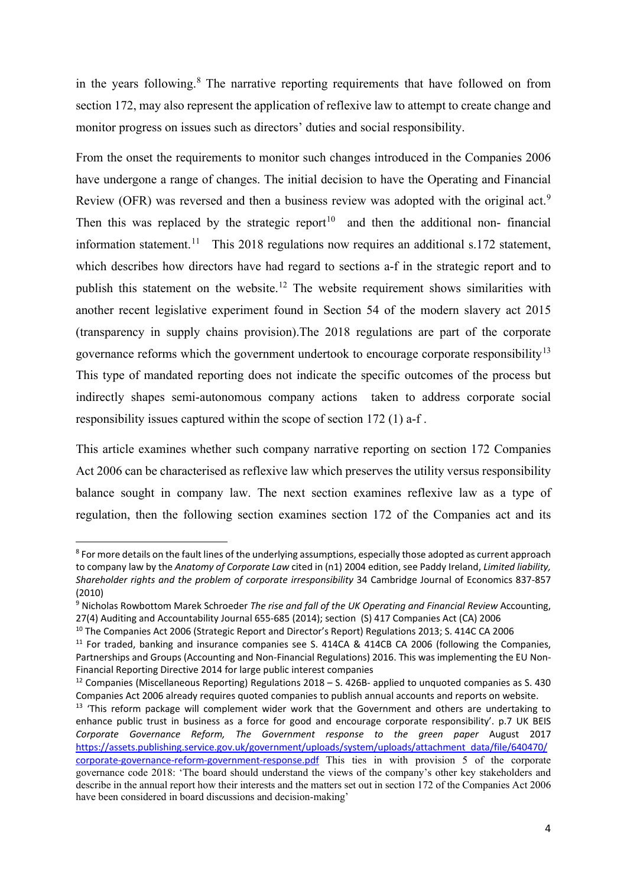in the years following.[8] The narrative reporting requirements that have followed on from section 172, may also represent the application of reflexive law to attempt to create change and monitor progress on issues such as directors' duties and social responsibility.

From the onset the requirements to monitor such changes introduced in the Companies 2006 have undergone a range of changes. The initial decision to have the Operating and Financial Review (OFR) was reversed and then a business review was adopted with the original act.[9] Then this was replaced by the strategic report[10] and then the additional non- financial information statement.[11] This 2018 regulations now requires an additional s.172 statement, which describes how directors have had regard to sections a-f in the strategic report and to publish this statement on the website.[12] The website requirement shows similarities with another recent legislative experiment found in Section 54 of the modern slavery act 2015 (transparency in supply chains provision).The 2018 regulations are part of the corporate governance reforms which the government undertook to encourage corporate responsibility[13] This type of mandated reporting does not indicate the specific outcomes of the process but indirectly shapes semi-autonomous company actions taken to address corporate social responsibility issues captured within the scope of section 172 (1) a-f .

This article examines whether such company narrative reporting on section 172 Companies Act 2006 can be characterised as reflexive law which preserves the utility versus responsibility balance sought in company law. The next section examines reflexive law as a type of regulation, then the following section examines section 172 of the Companies act and its

---

[8] For more details on the fault lines of the underlying assumptions, especially those adopted as current approach to company law by the *Anatomy of Corporate Law* cited in (n1) 2004 edition, see Paddy Ireland, *Limited liability, Shareholder rights and the problem of corporate irresponsibility* 34 Cambridge Journal of Economics 837-857 (2010)

[9] Nicholas Rowbottom Marek Schroeder *The rise and fall of the UK Operating and Financial Review* Accounting, 27(4) Auditing and Accountability Journal 655-685 (2014); section (S) 417 Companies Act (CA) 2006

[10] The Companies Act 2006 (Strategic Report and Director's Report) Regulations 2013; S. 414C CA 2006

[11] For traded, banking and insurance companies see S. 414CA & 414CB CA 2006 (following the Companies, Partnerships and Groups (Accounting and Non-Financial Regulations) 2016. This was implementing the EU Non-Financial Reporting Directive 2014 for large public interest companies

[12] Companies (Miscellaneous Reporting) Regulations 2018 – S. 426B- applied to unquoted companies as S. 430 Companies Act 2006 already requires quoted companies to publish annual accounts and reports on website.

[13] 'This reform package will complement wider work that the Government and others are undertaking to enhance public trust in business as a force for good and encourage corporate responsibility'. p.7 UK BEIS *Corporate Governance Reform, The Government response to the green paper* August 2017 https://assets.publishing.service.gov.uk/government/uploads/system/uploads/attachment_data/file/640470/corporate-governance-reform-government-response.pdf This ties in with provision 5 of the corporate governance code 2018: 'The board should understand the views of the company's other key stakeholders and describe in the annual report how their interests and the matters set out in section 172 of the Companies Act 2006 have been considered in board discussions and decision-making'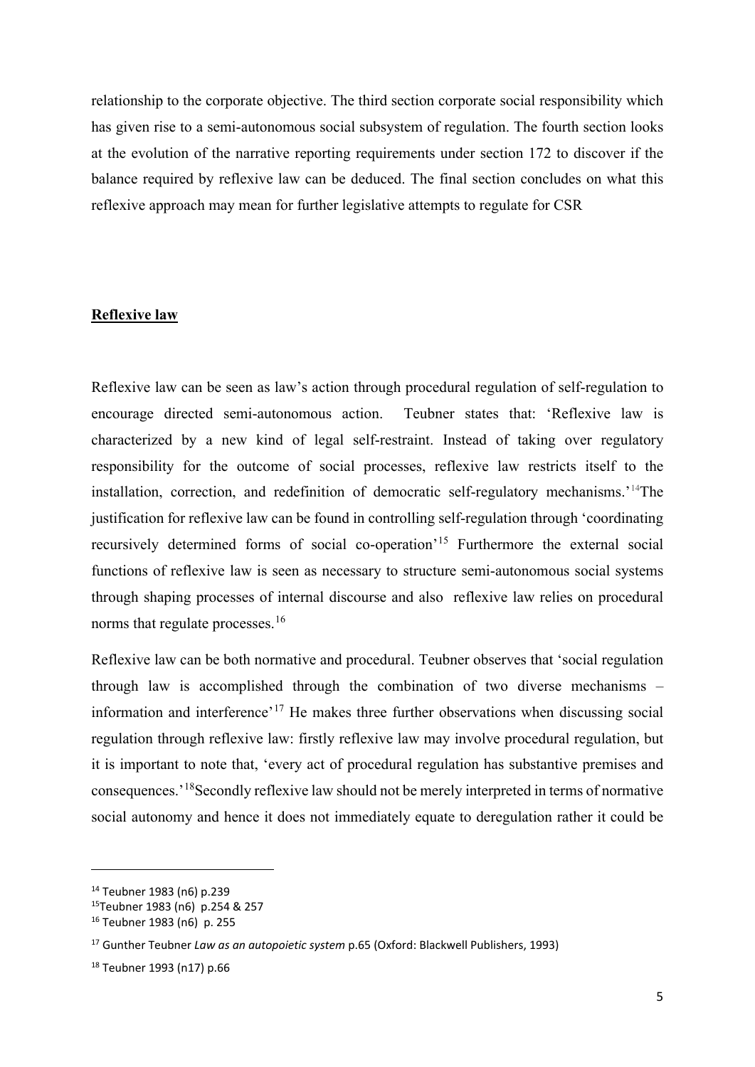relationship to the corporate objective. The third section corporate social responsibility which has given rise to a semi-autonomous social subsystem of regulation. The fourth section looks at the evolution of the narrative reporting requirements under section 172 to discover if the balance required by reflexive law can be deduced. The final section concludes on what this reflexive approach may mean for further legislative attempts to regulate for CSR

## Reflexive law

Reflexive law can be seen as law's action through procedural regulation of self-regulation to encourage directed semi-autonomous action. Teubner states that: 'Reflexive law is characterized by a new kind of legal self-restraint. Instead of taking over regulatory responsibility for the outcome of social processes, reflexive law restricts itself to the installation, correction, and redefinition of democratic self-regulatory mechanisms.'[14] The justification for reflexive law can be found in controlling self-regulation through 'coordinating recursively determined forms of social co-operation'[15] Furthermore the external social functions of reflexive law is seen as necessary to structure semi-autonomous social systems through shaping processes of internal discourse and also reflexive law relies on procedural norms that regulate processes.[16]

Reflexive law can be both normative and procedural. Teubner observes that 'social regulation through law is accomplished through the combination of two diverse mechanisms – information and interference'[17] He makes three further observations when discussing social regulation through reflexive law: firstly reflexive law may involve procedural regulation, but it is important to note that, 'every act of procedural regulation has substantive premises and consequences.'[18] Secondly reflexive law should not be merely interpreted in terms of normative social autonomy and hence it does not immediately equate to deregulation rather it could be

---

[14] Teubner 1983 (n6) p.239

[15] Teubner 1983 (n6) p.254 & 257

[16] Teubner 1983 (n6) p. 255

[17] Gunther Teubner *Law as an autopoietic system* p.65 (Oxford: Blackwell Publishers, 1993)

[18] Teubner 1993 (n17) p.66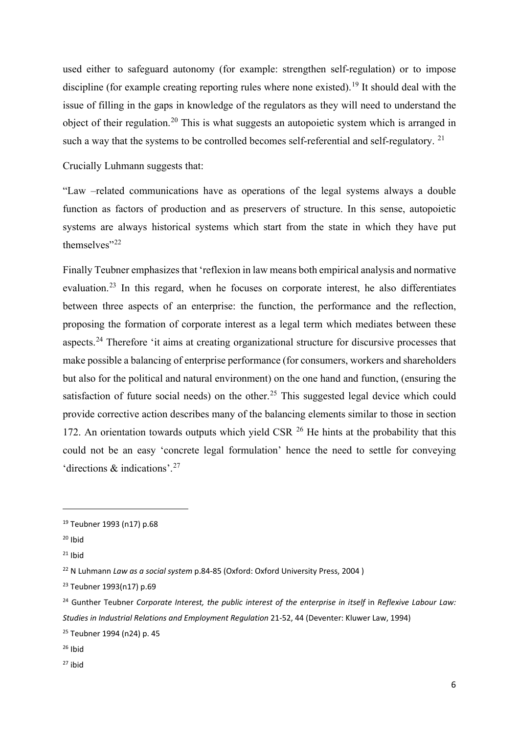used either to safeguard autonomy (for example: strengthen self-regulation) or to impose discipline (for example creating reporting rules where none existed).[19] It should deal with the issue of filling in the gaps in knowledge of the regulators as they will need to understand the object of their regulation.[20] This is what suggests an autopoietic system which is arranged in such a way that the systems to be controlled becomes self-referential and self-regulatory. [21]

Crucially Luhmann suggests that:

"Law –related communications have as operations of the legal systems always a double function as factors of production and as preservers of structure. In this sense, autopoietic systems are always historical systems which start from the state in which they have put themselves"[22]

Finally Teubner emphasizes that 'reflexion in law means both empirical analysis and normative evaluation.[23] In this regard, when he focuses on corporate interest, he also differentiates between three aspects of an enterprise: the function, the performance and the reflection, proposing the formation of corporate interest as a legal term which mediates between these aspects.[24] Therefore 'it aims at creating organizational structure for discursive processes that make possible a balancing of enterprise performance (for consumers, workers and shareholders but also for the political and natural environment) on the one hand and function, (ensuring the satisfaction of future social needs) on the other.[25] This suggested legal device which could provide corrective action describes many of the balancing elements similar to those in section 172. An orientation towards outputs which yield CSR [26] He hints at the probability that this could not be an easy 'concrete legal formulation' hence the need to settle for conveying 'directions & indications'.[27]

---

[19] Teubner 1993 (n17) p.68

[20] Ibid

[21] Ibid

[22] N Luhmann *Law as a social system* p.84-85 (Oxford: Oxford University Press, 2004 )

[23] Teubner 1993(n17) p.69

[24] Gunther Teubner *Corporate Interest, the public interest of the enterprise in itself* in *Reflexive Labour Law: Studies in Industrial Relations and Employment Regulation* 21-52, 44 (Deventer: Kluwer Law, 1994)

[25] Teubner 1994 (n24) p. 45

[26] Ibid

[27] ibid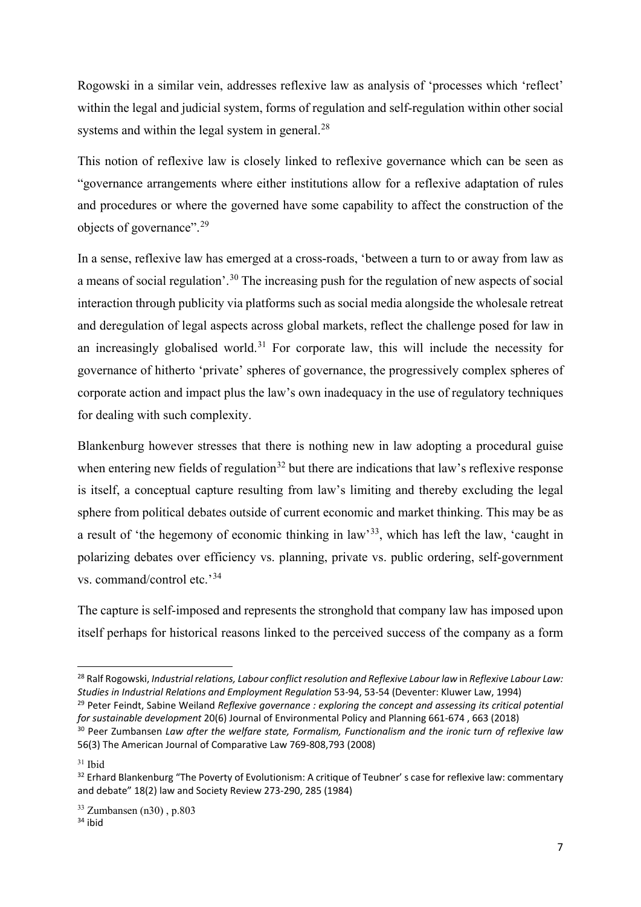Rogowski in a similar vein, addresses reflexive law as analysis of 'processes which 'reflect' within the legal and judicial system, forms of regulation and self-regulation within other social systems and within the legal system in general.[28]

This notion of reflexive law is closely linked to reflexive governance which can be seen as "governance arrangements where either institutions allow for a reflexive adaptation of rules and procedures or where the governed have some capability to affect the construction of the objects of governance".[29]

In a sense, reflexive law has emerged at a cross-roads, 'between a turn to or away from law as a means of social regulation'.[30] The increasing push for the regulation of new aspects of social interaction through publicity via platforms such as social media alongside the wholesale retreat and deregulation of legal aspects across global markets, reflect the challenge posed for law in an increasingly globalised world.[31] For corporate law, this will include the necessity for governance of hitherto 'private' spheres of governance, the progressively complex spheres of corporate action and impact plus the law's own inadequacy in the use of regulatory techniques for dealing with such complexity.

Blankenburg however stresses that there is nothing new in law adopting a procedural guise when entering new fields of regulation[32] but there are indications that law's reflexive response is itself, a conceptual capture resulting from law's limiting and thereby excluding the legal sphere from political debates outside of current economic and market thinking. This may be as a result of 'the hegemony of economic thinking in law'[33], which has left the law, 'caught in polarizing debates over efficiency vs. planning, private vs. public ordering, self-government vs. command/control etc.'[34]

The capture is self-imposed and represents the stronghold that company law has imposed upon itself perhaps for historical reasons linked to the perceived success of the company as a form

---

[28] Ralf Rogowski, *Industrial relations, Labour conflict resolution and Reflexive Labour law* in *Reflexive Labour Law: Studies in Industrial Relations and Employment Regulation* 53-94, 53-54 (Deventer: Kluwer Law, 1994)

[29] Peter Feindt, Sabine Weiland *Reflexive governance : exploring the concept and assessing its critical potential for sustainable development* 20(6) Journal of Environmental Policy and Planning 661-674 , 663 (2018)

[30] Peer Zumbansen *Law after the welfare state, Formalism, Functionalism and the ironic turn of reflexive law* 56(3) The American Journal of Comparative Law 769-808,793 (2008)

[31] Ibid

[32] Erhard Blankenburg "The Poverty of Evolutionism: A critique of Teubner' s case for reflexive law: commentary and debate" 18(2) law and Society Review 273-290, 285 (1984)

[33] Zumbansen (n30) , p.803

[34] ibid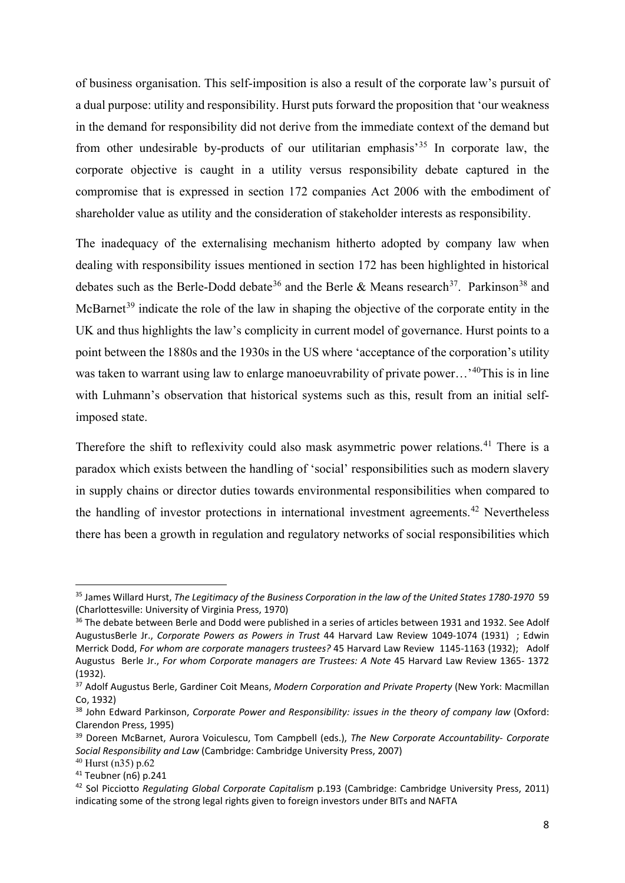of business organisation. This self-imposition is also a result of the corporate law's pursuit of a dual purpose: utility and responsibility. Hurst puts forward the proposition that 'our weakness in the demand for responsibility did not derive from the immediate context of the demand but from other undesirable by-products of our utilitarian emphasis'[35] In corporate law, the corporate objective is caught in a utility versus responsibility debate captured in the compromise that is expressed in section 172 companies Act 2006 with the embodiment of shareholder value as utility and the consideration of stakeholder interests as responsibility.

The inadequacy of the externalising mechanism hitherto adopted by company law when dealing with responsibility issues mentioned in section 172 has been highlighted in historical debates such as the Berle-Dodd debate[36] and the Berle & Means research[37]. Parkinson[38] and McBarnet[39] indicate the role of the law in shaping the objective of the corporate entity in the UK and thus highlights the law's complicity in current model of governance. Hurst points to a point between the 1880s and the 1930s in the US where 'acceptance of the corporation's utility was taken to warrant using law to enlarge manoeuvrability of private power…'[40]This is in line with Luhmann's observation that historical systems such as this, result from an initial self-imposed state.

Therefore the shift to reflexivity could also mask asymmetric power relations.[41] There is a paradox which exists between the handling of 'social' responsibilities such as modern slavery in supply chains or director duties towards environmental responsibilities when compared to the handling of investor protections in international investment agreements.[42] Nevertheless there has been a growth in regulation and regulatory networks of social responsibilities which

---

[35] James Willard Hurst, *The Legitimacy of the Business Corporation in the law of the United States 1780-1970* 59 (Charlottesville: University of Virginia Press, 1970)

[36] The debate between Berle and Dodd were published in a series of articles between 1931 and 1932. See Adolf AugustusBerle Jr., *Corporate Powers as Powers in Trust* 44 Harvard Law Review 1049-1074 (1931) ; Edwin Merrick Dodd, *For whom are corporate managers trustees?* 45 Harvard Law Review 1145-1163 (1932); Adolf Augustus Berle Jr., *For whom Corporate managers are Trustees: A Note* 45 Harvard Law Review 1365- 1372 (1932).

[37] Adolf Augustus Berle, Gardiner Coit Means, *Modern Corporation and Private Property* (New York: Macmillan Co, 1932)

[38] John Edward Parkinson, *Corporate Power and Responsibility: issues in the theory of company law* (Oxford: Clarendon Press, 1995)

[39] Doreen McBarnet, Aurora Voiculescu, Tom Campbell (eds.), *The New Corporate Accountability- Corporate Social Responsibility and Law* (Cambridge: Cambridge University Press, 2007)

[40] Hurst (n35) p.62

[41] Teubner (n6) p.241

[42] Sol Picciotto *Regulating Global Corporate Capitalism* p.193 (Cambridge: Cambridge University Press, 2011) indicating some of the strong legal rights given to foreign investors under BITs and NAFTA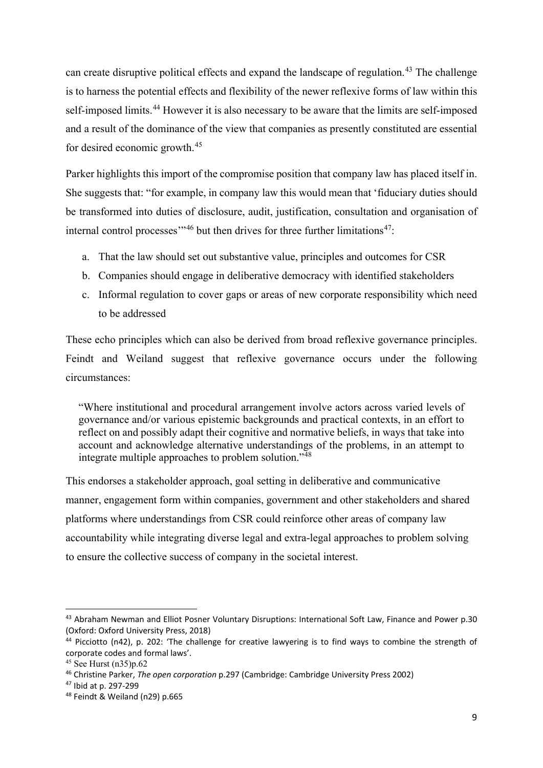can create disruptive political effects and expand the landscape of regulation.[43] The challenge is to harness the potential effects and flexibility of the newer reflexive forms of law within this self-imposed limits.[44] However it is also necessary to be aware that the limits are self-imposed and a result of the dominance of the view that companies as presently constituted are essential for desired economic growth.[45]

Parker highlights this import of the compromise position that company law has placed itself in. She suggests that: "for example, in company law this would mean that 'fiduciary duties should be transformed into duties of disclosure, audit, justification, consultation and organisation of internal control processes'"[46] but then drives for three further limitations[47]:

a. That the law should set out substantive value, principles and outcomes for CSR
b. Companies should engage in deliberative democracy with identified stakeholders
c. Informal regulation to cover gaps or areas of new corporate responsibility which need to be addressed

These echo principles which can also be derived from broad reflexive governance principles. Feindt and Weiland suggest that reflexive governance occurs under the following circumstances:

> "Where institutional and procedural arrangement involve actors across varied levels of governance and/or various epistemic backgrounds and practical contexts, in an effort to reflect on and possibly adapt their cognitive and normative beliefs, in ways that take into account and acknowledge alternative understandings of the problems, in an attempt to integrate multiple approaches to problem solution."[48]

This endorses a stakeholder approach, goal setting in deliberative and communicative manner, engagement form within companies, government and other stakeholders and shared platforms where understandings from CSR could reinforce other areas of company law accountability while integrating diverse legal and extra-legal approaches to problem solving to ensure the collective success of company in the societal interest.

---

[43] Abraham Newman and Elliot Posner Voluntary Disruptions: International Soft Law, Finance and Power p.30 (Oxford: Oxford University Press, 2018)

[44] Picciotto (n42), p. 202: 'The challenge for creative lawyering is to find ways to combine the strength of corporate codes and formal laws'.

[45] See Hurst (n35)p.62

[46] Christine Parker, *The open corporation* p.297 (Cambridge: Cambridge University Press 2002)

[47] Ibid at p. 297-299

[48] Feindt & Weiland (n29) p.665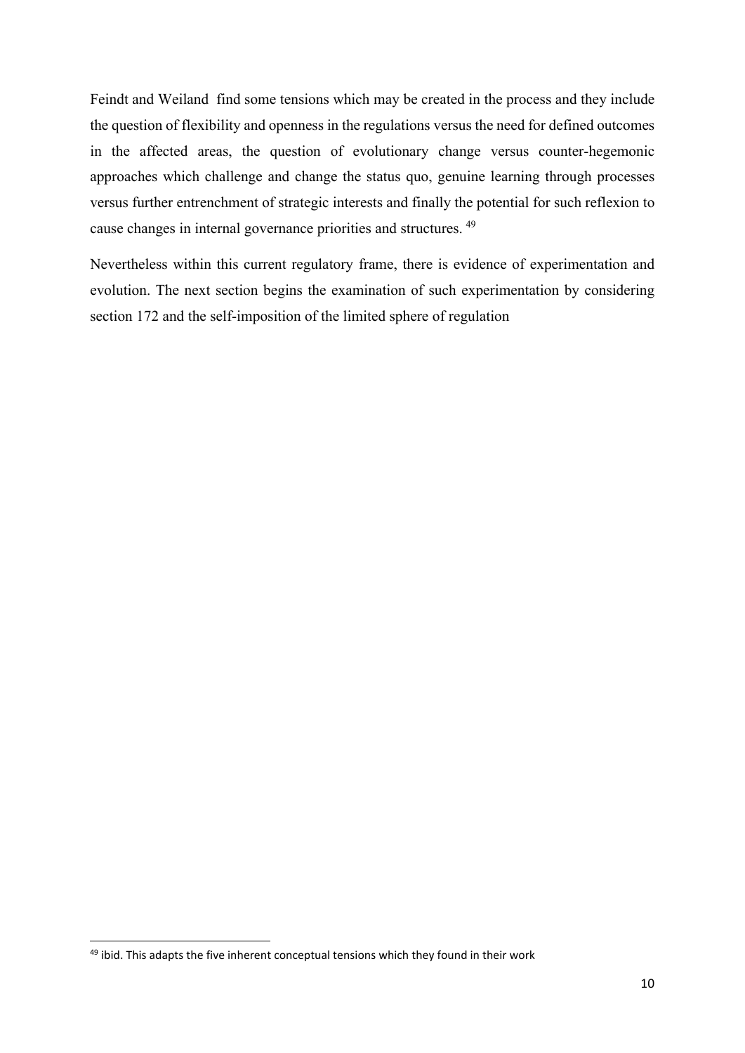Feindt and Weiland find some tensions which may be created in the process and they include the question of flexibility and openness in the regulations versus the need for defined outcomes in the affected areas, the question of evolutionary change versus counter-hegemonic approaches which challenge and change the status quo, genuine learning through processes versus further entrenchment of strategic interests and finally the potential for such reflexion to cause changes in internal governance priorities and structures. [49]

Nevertheless within this current regulatory frame, there is evidence of experimentation and evolution. The next section begins the examination of such experimentation by considering section 172 and the self-imposition of the limited sphere of regulation

---

[49] ibid. This adapts the five inherent conceptual tensions which they found in their work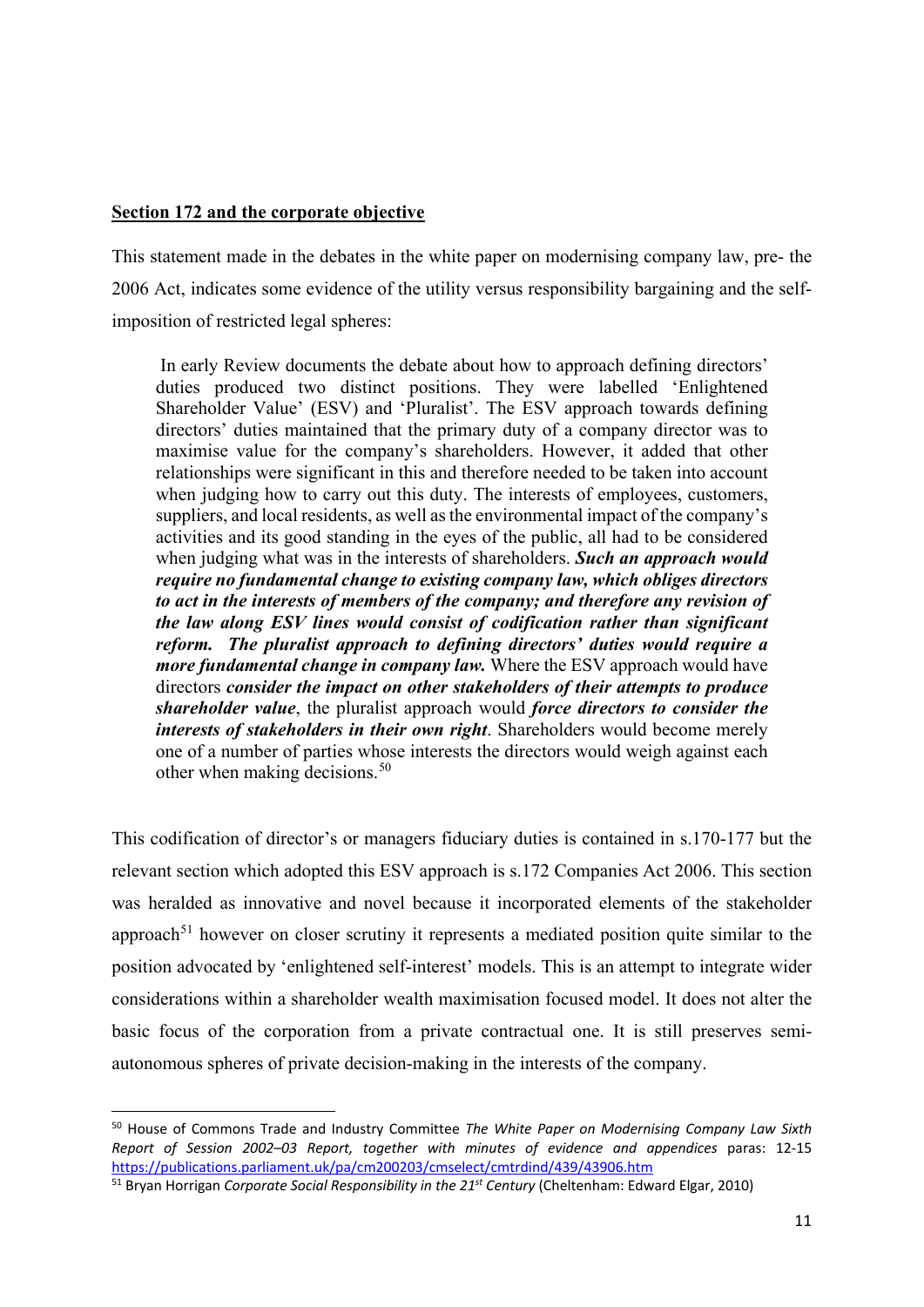**Section 172 and the corporate objective**

This statement made in the debates in the white paper on modernising company law, pre- the 2006 Act, indicates some evidence of the utility versus responsibility bargaining and the self-imposition of restricted legal spheres:

> In early Review documents the debate about how to approach defining directors' duties produced two distinct positions. They were labelled 'Enlightened Shareholder Value' (ESV) and 'Pluralist'. The ESV approach towards defining directors' duties maintained that the primary duty of a company director was to maximise value for the company's shareholders. However, it added that other relationships were significant in this and therefore needed to be taken into account when judging how to carry out this duty. The interests of employees, customers, suppliers, and local residents, as well as the environmental impact of the company's activities and its good standing in the eyes of the public, all had to be considered when judging what was in the interests of shareholders. ***Such an approach would require no fundamental change to existing company law, which obliges directors to act in the interests of members of the company; and therefore any revision of the law along ESV lines would consist of codification rather than significant reform. The pluralist approach to defining directors' duties would require a more fundamental change in company law.*** Where the ESV approach would have directors ***consider the impact on other stakeholders of their attempts to produce shareholder value***, the pluralist approach would ***force directors to consider the interests of stakeholders in their own right***. Shareholders would become merely one of a number of parties whose interests the directors would weigh against each other when making decisions.[50]

This codification of director's or managers fiduciary duties is contained in s.170-177 but the relevant section which adopted this ESV approach is s.172 Companies Act 2006. This section was heralded as innovative and novel because it incorporated elements of the stakeholder approach[51] however on closer scrutiny it represents a mediated position quite similar to the position advocated by 'enlightened self-interest' models. This is an attempt to integrate wider considerations within a shareholder wealth maximisation focused model. It does not alter the basic focus of the corporation from a private contractual one. It is still preserves semi-autonomous spheres of private decision-making in the interests of the company.

---

[50] House of Commons Trade and Industry Committee *The White Paper on Modernising Company Law Sixth Report of Session 2002–03 Report, together with minutes of evidence and appendices* paras: 12-15 https://publications.parliament.uk/pa/cm200203/cmselect/cmtrdind/439/43906.htm

[51] Bryan Horrigan *Corporate Social Responsibility in the 21st Century* (Cheltenham: Edward Elgar, 2010)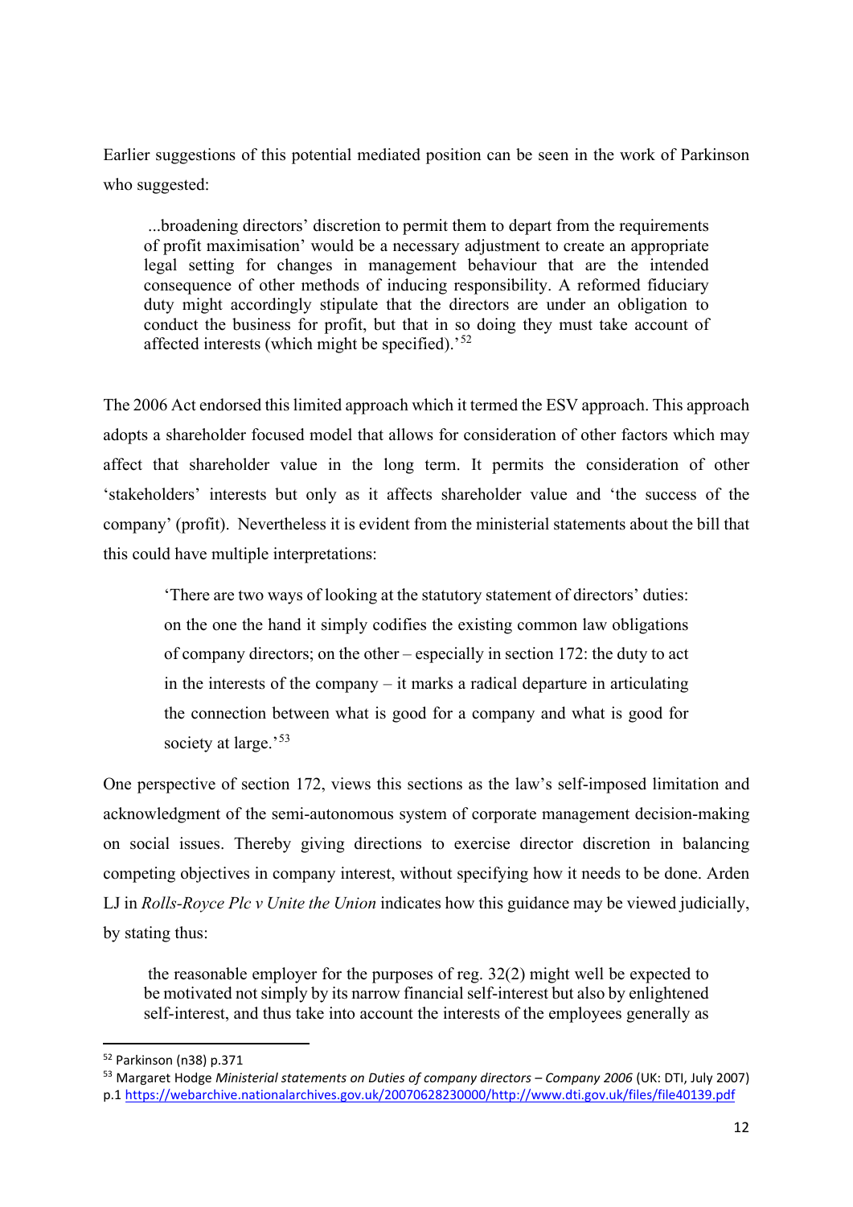Earlier suggestions of this potential mediated position can be seen in the work of Parkinson who suggested:

> ...broadening directors' discretion to permit them to depart from the requirements of profit maximisation' would be a necessary adjustment to create an appropriate legal setting for changes in management behaviour that are the intended consequence of other methods of inducing responsibility. A reformed fiduciary duty might accordingly stipulate that the directors are under an obligation to conduct the business for profit, but that in so doing they must take account of affected interests (which might be specified).'[52]

The 2006 Act endorsed this limited approach which it termed the ESV approach. This approach adopts a shareholder focused model that allows for consideration of other factors which may affect that shareholder value in the long term. It permits the consideration of other 'stakeholders' interests but only as it affects shareholder value and 'the success of the company' (profit). Nevertheless it is evident from the ministerial statements about the bill that this could have multiple interpretations:

> 'There are two ways of looking at the statutory statement of directors' duties: on the one the hand it simply codifies the existing common law obligations of company directors; on the other – especially in section 172: the duty to act in the interests of the company – it marks a radical departure in articulating the connection between what is good for a company and what is good for society at large.'[53]

One perspective of section 172, views this sections as the law's self-imposed limitation and acknowledgment of the semi-autonomous system of corporate management decision-making on social issues. Thereby giving directions to exercise director discretion in balancing competing objectives in company interest, without specifying how it needs to be done. Arden LJ in *Rolls-Royce Plc v Unite the Union* indicates how this guidance may be viewed judicially, by stating thus:

> the reasonable employer for the purposes of reg. 32(2) might well be expected to be motivated not simply by its narrow financial self-interest but also by enlightened self-interest, and thus take into account the interests of the employees generally as

---

[52] Parkinson (n38) p.371

[53] Margaret Hodge *Ministerial statements on Duties of company directors – Company 2006* (UK: DTI, July 2007) p.1 https://webarchive.nationalarchives.gov.uk/20070628230000/http://www.dti.gov.uk/files/file40139.pdf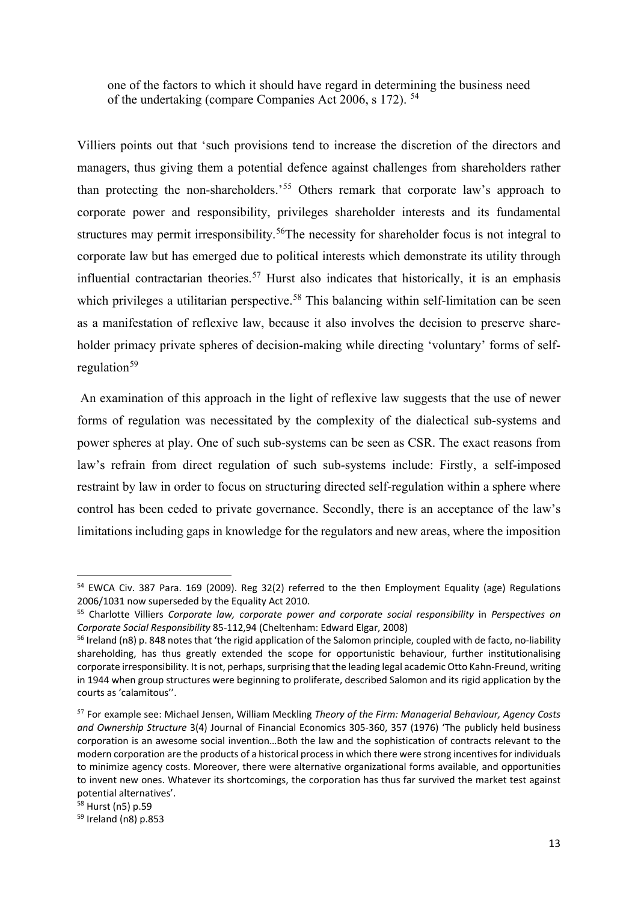> one of the factors to which it should have regard in determining the business need of the undertaking (compare Companies Act 2006, s 172). [54]

Villiers points out that 'such provisions tend to increase the discretion of the directors and managers, thus giving them a potential defence against challenges from shareholders rather than protecting the non-shareholders.'[55] Others remark that corporate law's approach to corporate power and responsibility, privileges shareholder interests and its fundamental structures may permit irresponsibility.[56]The necessity for shareholder focus is not integral to corporate law but has emerged due to political interests which demonstrate its utility through influential contractarian theories.[57] Hurst also indicates that historically, it is an emphasis which privileges a utilitarian perspective.[58] This balancing within self-limitation can be seen as a manifestation of reflexive law, because it also involves the decision to preserve shareholder primacy private spheres of decision-making while directing 'voluntary' forms of self-regulation[59]

An examination of this approach in the light of reflexive law suggests that the use of newer forms of regulation was necessitated by the complexity of the dialectical sub-systems and power spheres at play. One of such sub-systems can be seen as CSR. The exact reasons from law's refrain from direct regulation of such sub-systems include: Firstly, a self-imposed restraint by law in order to focus on structuring directed self-regulation within a sphere where control has been ceded to private governance. Secondly, there is an acceptance of the law's limitations including gaps in knowledge for the regulators and new areas, where the imposition

---

[54] EWCA Civ. 387 Para. 169 (2009). Reg 32(2) referred to the then Employment Equality (age) Regulations 2006/1031 now superseded by the Equality Act 2010.

[55] Charlotte Villiers *Corporate law, corporate power and corporate social responsibility* in *Perspectives on Corporate Social Responsibility* 85-112,94 (Cheltenham: Edward Elgar, 2008)

[56] Ireland (n8) p. 848 notes that 'the rigid application of the Salomon principle, coupled with de facto, no-liability shareholding, has thus greatly extended the scope for opportunistic behaviour, further institutionalising corporate irresponsibility. It is not, perhaps, surprising that the leading legal academic Otto Kahn-Freund, writing in 1944 when group structures were beginning to proliferate, described Salomon and its rigid application by the courts as 'calamitous''.

[57] For example see: Michael Jensen, William Meckling *Theory of the Firm: Managerial Behaviour, Agency Costs and Ownership Structure* 3(4) Journal of Financial Economics 305-360, 357 (1976) 'The publicly held business corporation is an awesome social invention…Both the law and the sophistication of contracts relevant to the modern corporation are the products of a historical process in which there were strong incentives for individuals to minimize agency costs. Moreover, there were alternative organizational forms available, and opportunities to invent new ones. Whatever its shortcomings, the corporation has thus far survived the market test against potential alternatives'.

[58] Hurst (n5) p.59

[59] Ireland (n8) p.853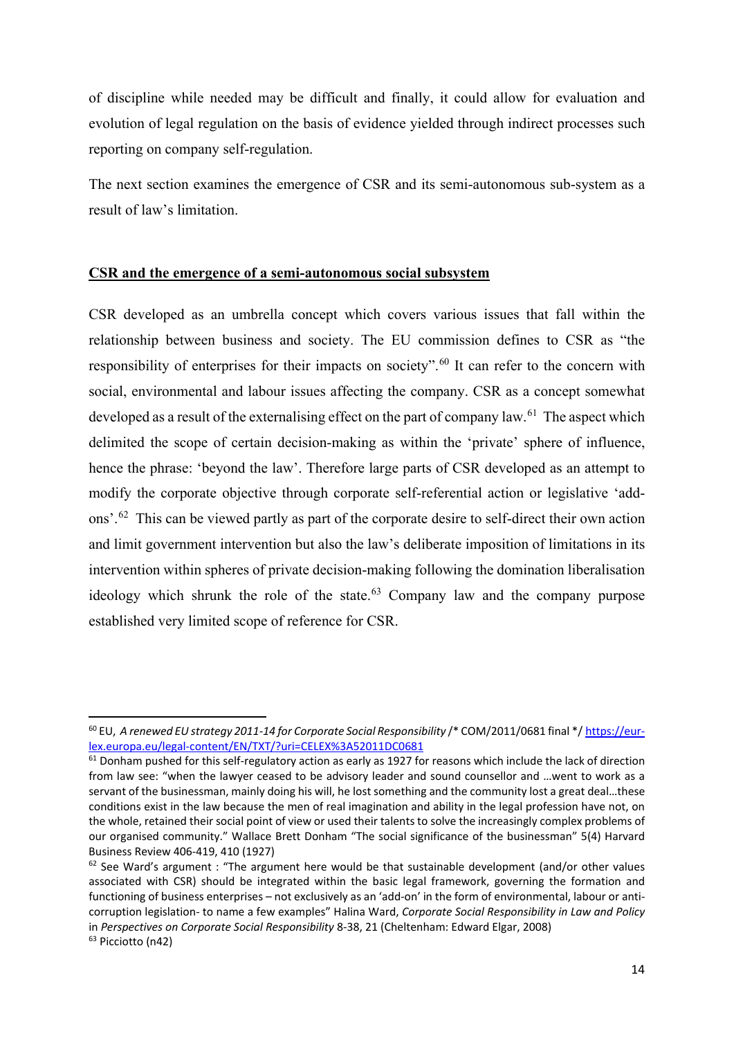of discipline while needed may be difficult and finally, it could allow for evaluation and evolution of legal regulation on the basis of evidence yielded through indirect processes such reporting on company self-regulation.

The next section examines the emergence of CSR and its semi-autonomous sub-system as a result of law's limitation.

## **CSR and the emergence of a semi-autonomous social subsystem**

CSR developed as an umbrella concept which covers various issues that fall within the relationship between business and society. The EU commission defines to CSR as "the responsibility of enterprises for their impacts on society".[60] It can refer to the concern with social, environmental and labour issues affecting the company. CSR as a concept somewhat developed as a result of the externalising effect on the part of company law.[61] The aspect which delimited the scope of certain decision-making as within the 'private' sphere of influence, hence the phrase: 'beyond the law'. Therefore large parts of CSR developed as an attempt to modify the corporate objective through corporate self-referential action or legislative 'add-ons'.[62] This can be viewed partly as part of the corporate desire to self-direct their own action and limit government intervention but also the law's deliberate imposition of limitations in its intervention within spheres of private decision-making following the domination liberalisation ideology which shrunk the role of the state.[63] Company law and the company purpose established very limited scope of reference for CSR.

---

[60] EU, *A renewed EU strategy 2011-14 for Corporate Social Responsibility* /* COM/2011/0681 final */ https://eur-lex.europa.eu/legal-content/EN/TXT/?uri=CELEX%3A52011DC0681

[61] Donham pushed for this self-regulatory action as early as 1927 for reasons which include the lack of direction from law see: "when the lawyer ceased to be advisory leader and sound counsellor and …went to work as a servant of the businessman, mainly doing his will, he lost something and the community lost a great deal…these conditions exist in the law because the men of real imagination and ability in the legal profession have not, on the whole, retained their social point of view or used their talents to solve the increasingly complex problems of our organised community." Wallace Brett Donham "The social significance of the businessman" 5(4) Harvard Business Review 406-419, 410 (1927)

[62] See Ward's argument : "The argument here would be that sustainable development (and/or other values associated with CSR) should be integrated within the basic legal framework, governing the formation and functioning of business enterprises – not exclusively as an 'add-on' in the form of environmental, labour or anti-corruption legislation- to name a few examples" Halina Ward, *Corporate Social Responsibility in Law and Policy* in *Perspectives on Corporate Social Responsibility* 8-38, 21 (Cheltenham: Edward Elgar, 2008)

[63] Picciotto (n42)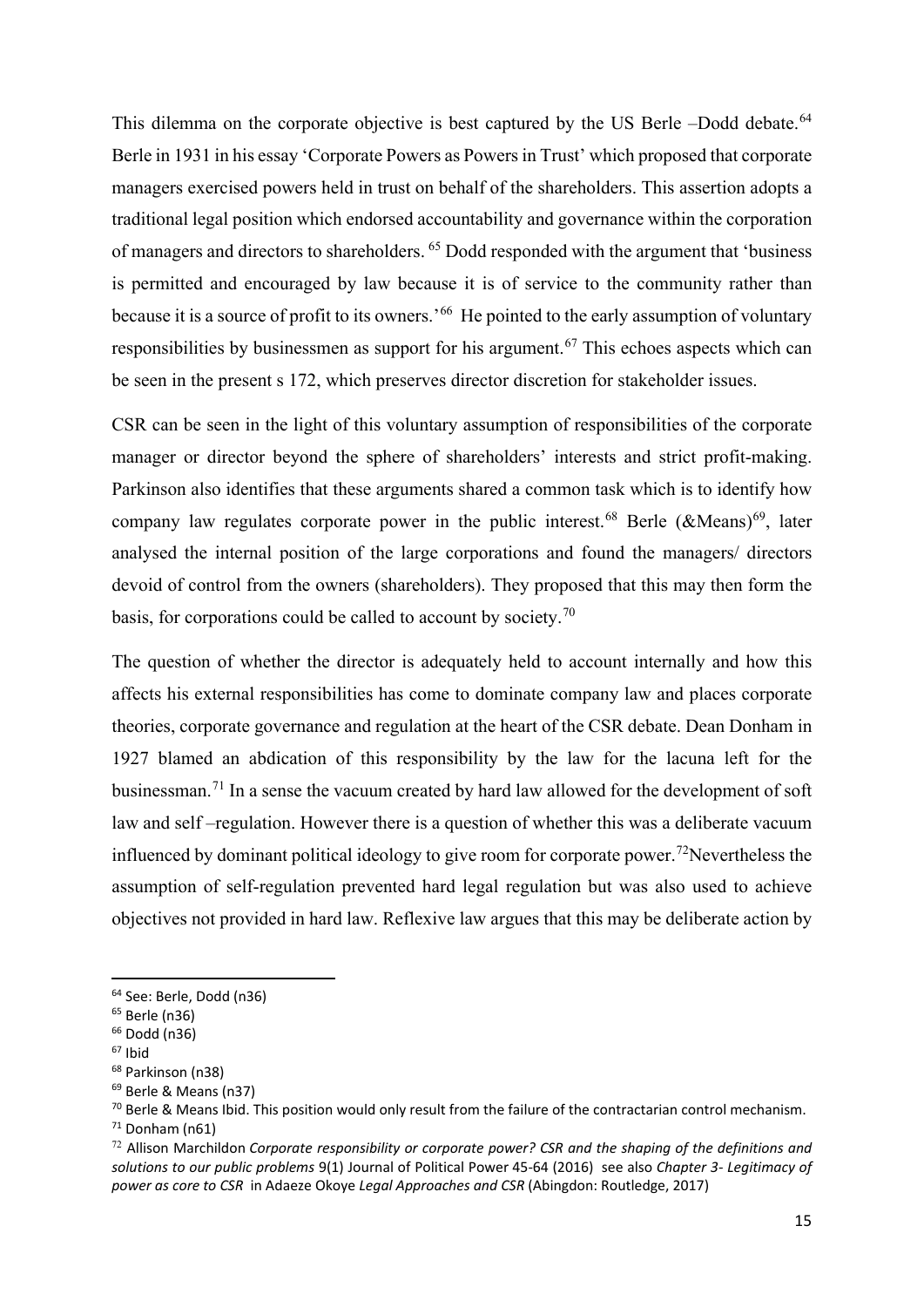This dilemma on the corporate objective is best captured by the US Berle –Dodd debate.[64] Berle in 1931 in his essay 'Corporate Powers as Powers in Trust' which proposed that corporate managers exercised powers held in trust on behalf of the shareholders. This assertion adopts a traditional legal position which endorsed accountability and governance within the corporation of managers and directors to shareholders. [65] Dodd responded with the argument that 'business is permitted and encouraged by law because it is of service to the community rather than because it is a source of profit to its owners.'[66] He pointed to the early assumption of voluntary responsibilities by businessmen as support for his argument.[67] This echoes aspects which can be seen in the present s 172, which preserves director discretion for stakeholder issues.

CSR can be seen in the light of this voluntary assumption of responsibilities of the corporate manager or director beyond the sphere of shareholders' interests and strict profit-making. Parkinson also identifies that these arguments shared a common task which is to identify how company law regulates corporate power in the public interest.[68] Berle (&Means)[69], later analysed the internal position of the large corporations and found the managers/ directors devoid of control from the owners (shareholders). They proposed that this may then form the basis, for corporations could be called to account by society.[70]

The question of whether the director is adequately held to account internally and how this affects his external responsibilities has come to dominate company law and places corporate theories, corporate governance and regulation at the heart of the CSR debate. Dean Donham in 1927 blamed an abdication of this responsibility by the law for the lacuna left for the businessman.[71] In a sense the vacuum created by hard law allowed for the development of soft law and self –regulation. However there is a question of whether this was a deliberate vacuum influenced by dominant political ideology to give room for corporate power.[72]Nevertheless the assumption of self-regulation prevented hard legal regulation but was also used to achieve objectives not provided in hard law. Reflexive law argues that this may be deliberate action by

---

[64] See: Berle, Dodd (n36)

[65] Berle (n36)

[66] Dodd (n36)

[67] Ibid

[68] Parkinson (n38)

[69] Berle & Means (n37)

[70] Berle & Means Ibid. This position would only result from the failure of the contractarian control mechanism.

[71] Donham (n61)

[72] Allison Marchildon *Corporate responsibility or corporate power? CSR and the shaping of the definitions and solutions to our public problems* 9(1) Journal of Political Power 45-64 (2016) see also *Chapter 3- Legitimacy of power as core to CSR* in Adaeze Okoye *Legal Approaches and CSR* (Abingdon: Routledge, 2017)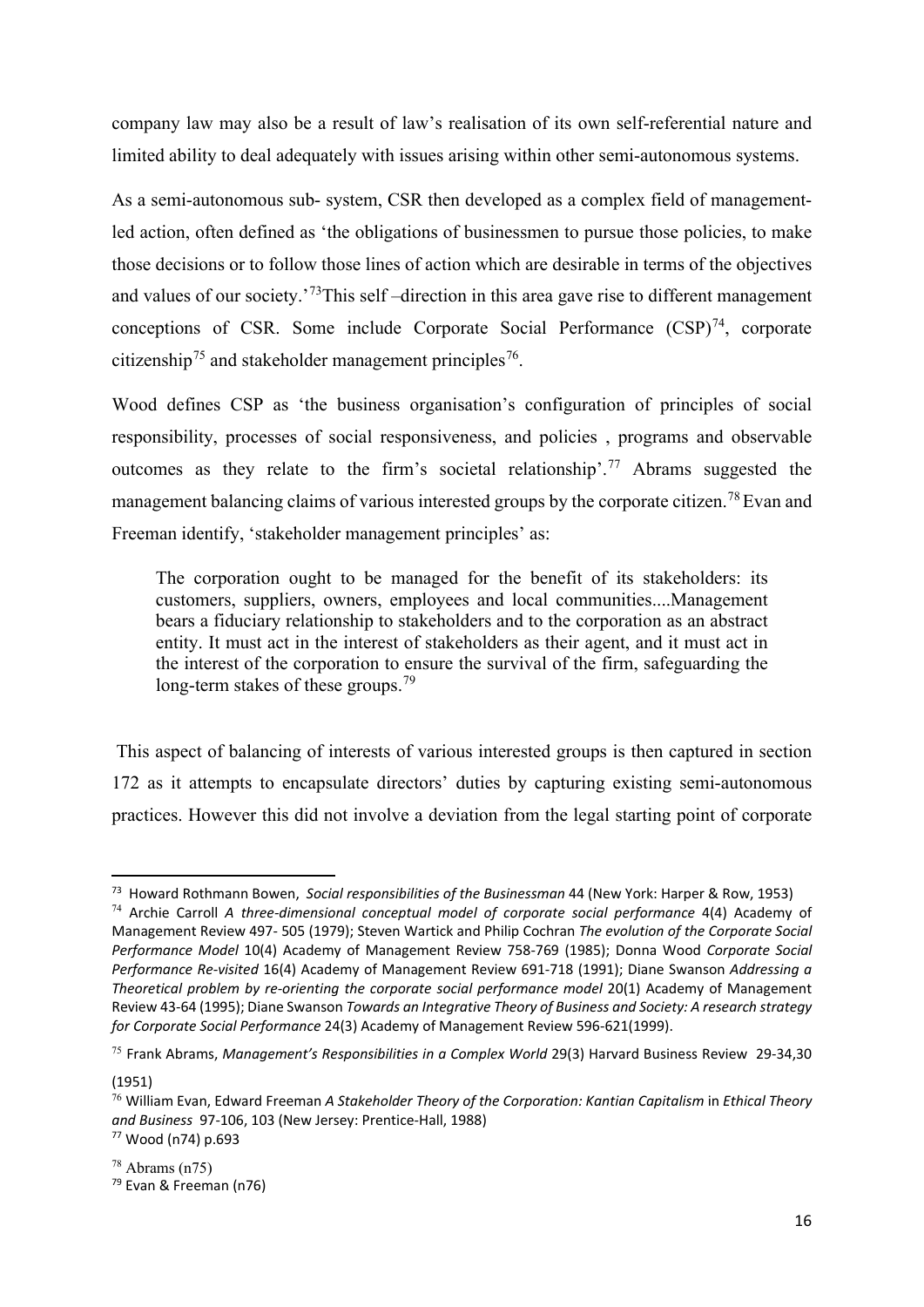company law may also be a result of law's realisation of its own self-referential nature and limited ability to deal adequately with issues arising within other semi-autonomous systems.

As a semi-autonomous sub- system, CSR then developed as a complex field of management-led action, often defined as 'the obligations of businessmen to pursue those policies, to make those decisions or to follow those lines of action which are desirable in terms of the objectives and values of our society.'[73]This self –direction in this area gave rise to different management conceptions of CSR. Some include Corporate Social Performance (CSP)[74], corporate citizenship[75] and stakeholder management principles[76].

Wood defines CSP as 'the business organisation's configuration of principles of social responsibility, processes of social responsiveness, and policies , programs and observable outcomes as they relate to the firm's societal relationship'.[77] Abrams suggested the management balancing claims of various interested groups by the corporate citizen.[78] Evan and Freeman identify, 'stakeholder management principles' as:

> The corporation ought to be managed for the benefit of its stakeholders: its customers, suppliers, owners, employees and local communities....Management bears a fiduciary relationship to stakeholders and to the corporation as an abstract entity. It must act in the interest of stakeholders as their agent, and it must act in the interest of the corporation to ensure the survival of the firm, safeguarding the long-term stakes of these groups.[79]

This aspect of balancing of interests of various interested groups is then captured in section 172 as it attempts to encapsulate directors' duties by capturing existing semi-autonomous practices. However this did not involve a deviation from the legal starting point of corporate

---

[73] Howard Rothmann Bowen, *Social responsibilities of the Businessman* 44 (New York: Harper & Row, 1953)

[74] Archie Carroll *A three-dimensional conceptual model of corporate social performance* 4(4) Academy of Management Review 497- 505 (1979); Steven Wartick and Philip Cochran *The evolution of the Corporate Social Performance Model* 10(4) Academy of Management Review 758-769 (1985); Donna Wood *Corporate Social Performance Re-visited* 16(4) Academy of Management Review 691-718 (1991); Diane Swanson *Addressing a Theoretical problem by re-orienting the corporate social performance model* 20(1) Academy of Management Review 43-64 (1995); Diane Swanson *Towards an Integrative Theory of Business and Society: A research strategy for Corporate Social Performance* 24(3) Academy of Management Review 596-621(1999).

[75] Frank Abrams, *Management's Responsibilities in a Complex World* 29(3) Harvard Business Review 29-34,30 (1951)

[76] William Evan, Edward Freeman *A Stakeholder Theory of the Corporation: Kantian Capitalism* in *Ethical Theory and Business* 97-106, 103 (New Jersey: Prentice-Hall, 1988)

[77] Wood (n74) p.693

[78] Abrams (n75)

[79] Evan & Freeman (n76)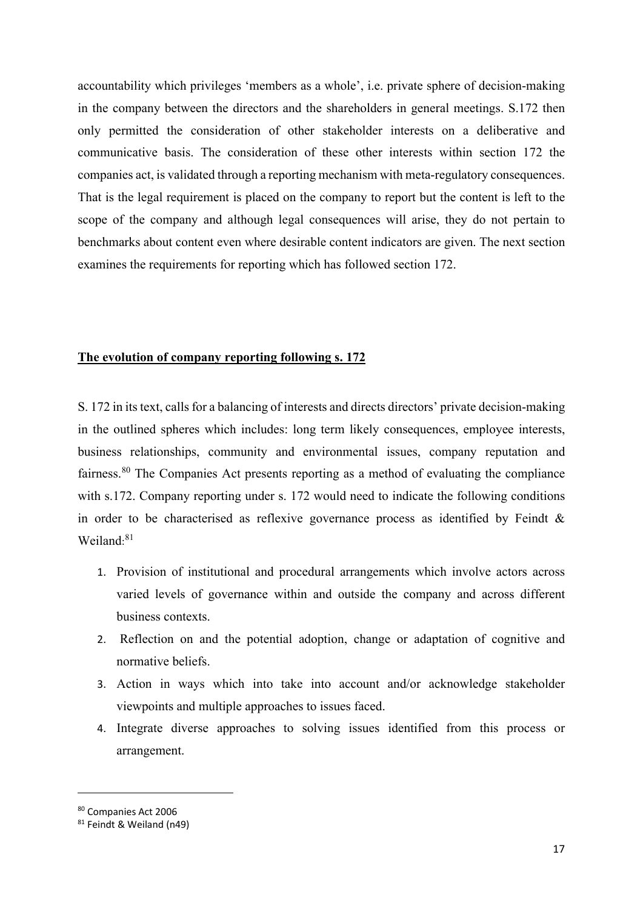accountability which privileges 'members as a whole', i.e. private sphere of decision-making in the company between the directors and the shareholders in general meetings. S.172 then only permitted the consideration of other stakeholder interests on a deliberative and communicative basis. The consideration of these other interests within section 172 the companies act, is validated through a reporting mechanism with meta-regulatory consequences. That is the legal requirement is placed on the company to report but the content is left to the scope of the company and although legal consequences will arise, they do not pertain to benchmarks about content even where desirable content indicators are given. The next section examines the requirements for reporting which has followed section 172.

## The evolution of company reporting following s. 172

S. 172 in its text, calls for a balancing of interests and directs directors' private decision-making in the outlined spheres which includes: long term likely consequences, employee interests, business relationships, community and environmental issues, company reputation and fairness.[80] The Companies Act presents reporting as a method of evaluating the compliance with s.172. Company reporting under s. 172 would need to indicate the following conditions in order to be characterised as reflexive governance process as identified by Feindt & Weiland:[81]

1. Provision of institutional and procedural arrangements which involve actors across varied levels of governance within and outside the company and across different business contexts.
2. Reflection on and the potential adoption, change or adaptation of cognitive and normative beliefs.
3. Action in ways which into take into account and/or acknowledge stakeholder viewpoints and multiple approaches to issues faced.
4. Integrate diverse approaches to solving issues identified from this process or arrangement.

---

[80] Companies Act 2006

[81] Feindt & Weiland (n49)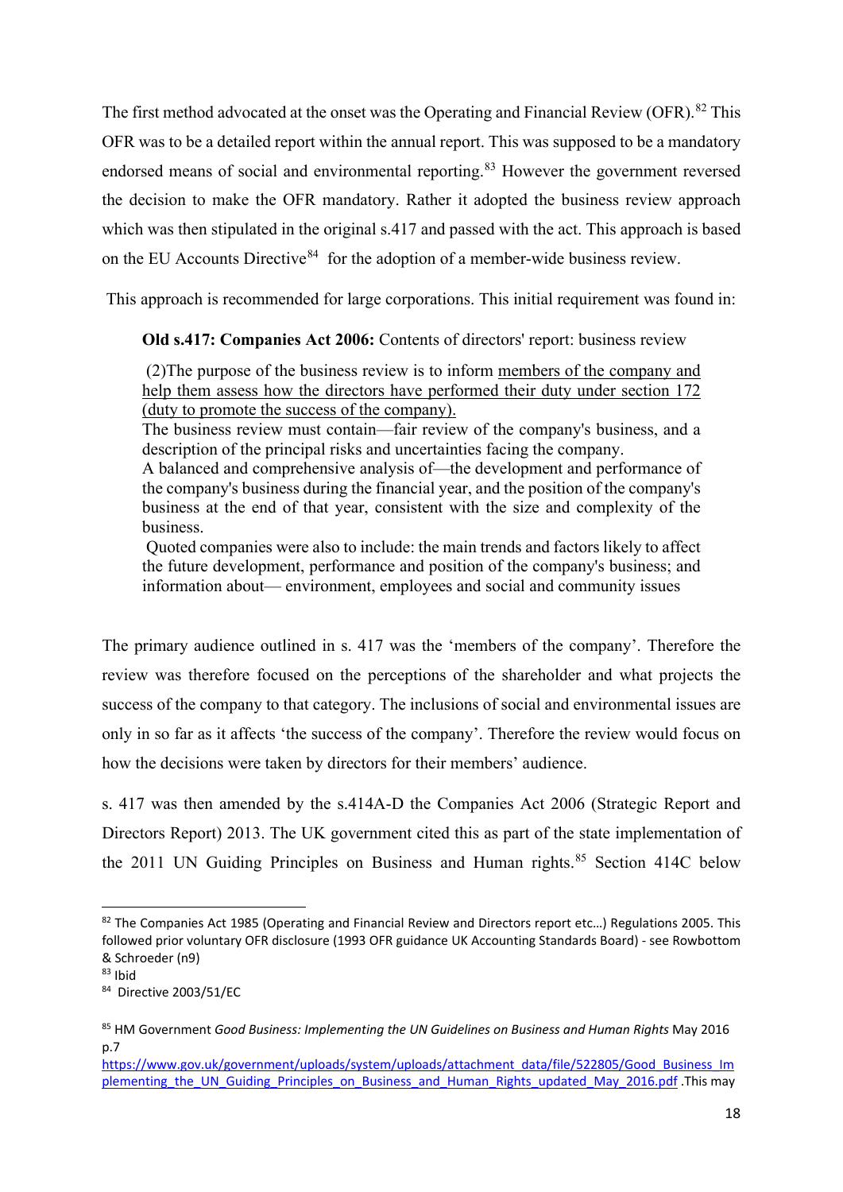The first method advocated at the onset was the Operating and Financial Review (OFR).[82] This OFR was to be a detailed report within the annual report. This was supposed to be a mandatory endorsed means of social and environmental reporting.[83] However the government reversed the decision to make the OFR mandatory. Rather it adopted the business review approach which was then stipulated in the original s.417 and passed with the act. This approach is based on the EU Accounts Directive[84] for the adoption of a member-wide business review.

This approach is recommended for large corporations. This initial requirement was found in:

> **Old s.417: Companies Act 2006:** Contents of directors' report: business review
>
> (2)The purpose of the business review is to inform <u>members of the company and help them assess how the directors have performed their duty under section 172 (duty to promote the success of the company).</u>
> The business review must contain—fair review of the company's business, and a description of the principal risks and uncertainties facing the company.
> A balanced and comprehensive analysis of—the development and performance of the company's business during the financial year, and the position of the company's business at the end of that year, consistent with the size and complexity of the business.
> Quoted companies were also to include: the main trends and factors likely to affect the future development, performance and position of the company's business; and information about— environment, employees and social and community issues

The primary audience outlined in s. 417 was the 'members of the company'. Therefore the review was therefore focused on the perceptions of the shareholder and what projects the success of the company to that category. The inclusions of social and environmental issues are only in so far as it affects 'the success of the company'. Therefore the review would focus on how the decisions were taken by directors for their members' audience.

s. 417 was then amended by the s.414A-D the Companies Act 2006 (Strategic Report and Directors Report) 2013. The UK government cited this as part of the state implementation of the 2011 UN Guiding Principles on Business and Human rights.[85] Section 414C below

---

[82] The Companies Act 1985 (Operating and Financial Review and Directors report etc…) Regulations 2005. This followed prior voluntary OFR disclosure (1993 OFR guidance UK Accounting Standards Board) - see Rowbottom & Schroeder (n9)

[83] Ibid

[84] Directive 2003/51/EC

[85] HM Government *Good Business: Implementing the UN Guidelines on Business and Human Rights* May 2016 p.7 https://www.gov.uk/government/uploads/system/uploads/attachment_data/file/522805/Good_Business_Implementing_the_UN_Guiding_Principles_on_Business_and_Human_Rights_updated_May_2016.pdf .This may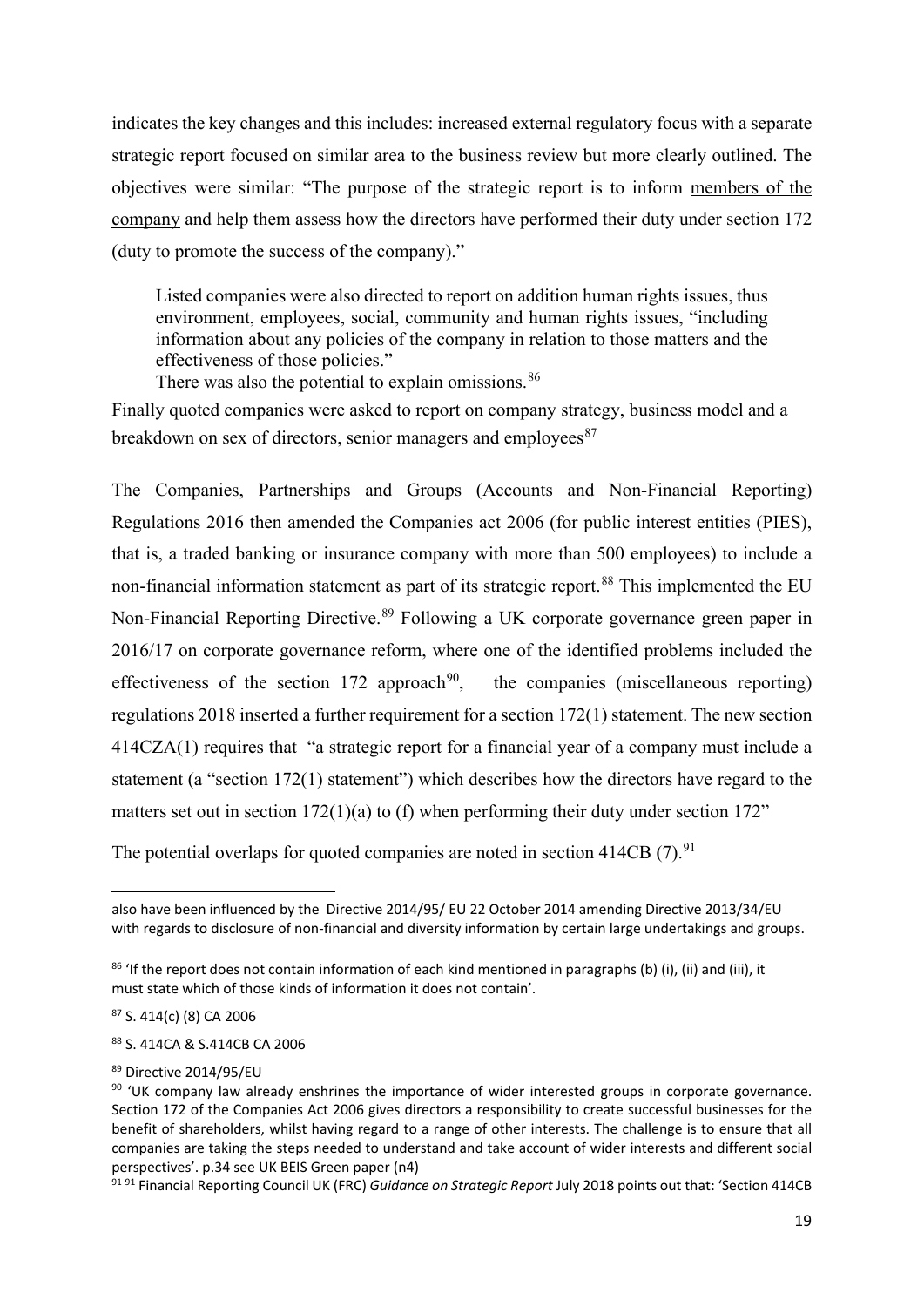indicates the key changes and this includes: increased external regulatory focus with a separate strategic report focused on similar area to the business review but more clearly outlined. The objectives were similar: "The purpose of the strategic report is to inform members of the company and help them assess how the directors have performed their duty under section 172 (duty to promote the success of the company)."

> Listed companies were also directed to report on addition human rights issues, thus environment, employees, social, community and human rights issues, "including information about any policies of the company in relation to those matters and the effectiveness of those policies."
> There was also the potential to explain omissions.[86]

Finally quoted companies were asked to report on company strategy, business model and a breakdown on sex of directors, senior managers and employees[87]

The Companies, Partnerships and Groups (Accounts and Non-Financial Reporting) Regulations 2016 then amended the Companies act 2006 (for public interest entities (PIES), that is, a traded banking or insurance company with more than 500 employees) to include a non-financial information statement as part of its strategic report.[88] This implemented the EU Non-Financial Reporting Directive.[89] Following a UK corporate governance green paper in 2016/17 on corporate governance reform, where one of the identified problems included the effectiveness of the section 172 approach[90], the companies (miscellaneous reporting) regulations 2018 inserted a further requirement for a section 172(1) statement. The new section 414CZA(1) requires that "a strategic report for a financial year of a company must include a statement (a "section 172(1) statement") which describes how the directors have regard to the matters set out in section 172(1)(a) to (f) when performing their duty under section 172"

The potential overlaps for quoted companies are noted in section 414CB (7).[91]

---

also have been influenced by the Directive 2014/95/ EU 22 October 2014 amending Directive 2013/34/EU with regards to disclosure of non-financial and diversity information by certain large undertakings and groups.

[86] 'If the report does not contain information of each kind mentioned in paragraphs (b) (i), (ii) and (iii), it must state which of those kinds of information it does not contain'.

[87] S. 414(c) (8) CA 2006

[88] S. 414CA & S.414CB CA 2006

[89] Directive 2014/95/EU

[90] 'UK company law already enshrines the importance of wider interested groups in corporate governance. Section 172 of the Companies Act 2006 gives directors a responsibility to create successful businesses for the benefit of shareholders, whilst having regard to a range of other interests. The challenge is to ensure that all companies are taking the steps needed to understand and take account of wider interests and different social perspectives'. p.34 see UK BEIS Green paper (n4)

[91] [91] Financial Reporting Council UK (FRC) *Guidance on Strategic Report* July 2018 points out that: 'Section 414CB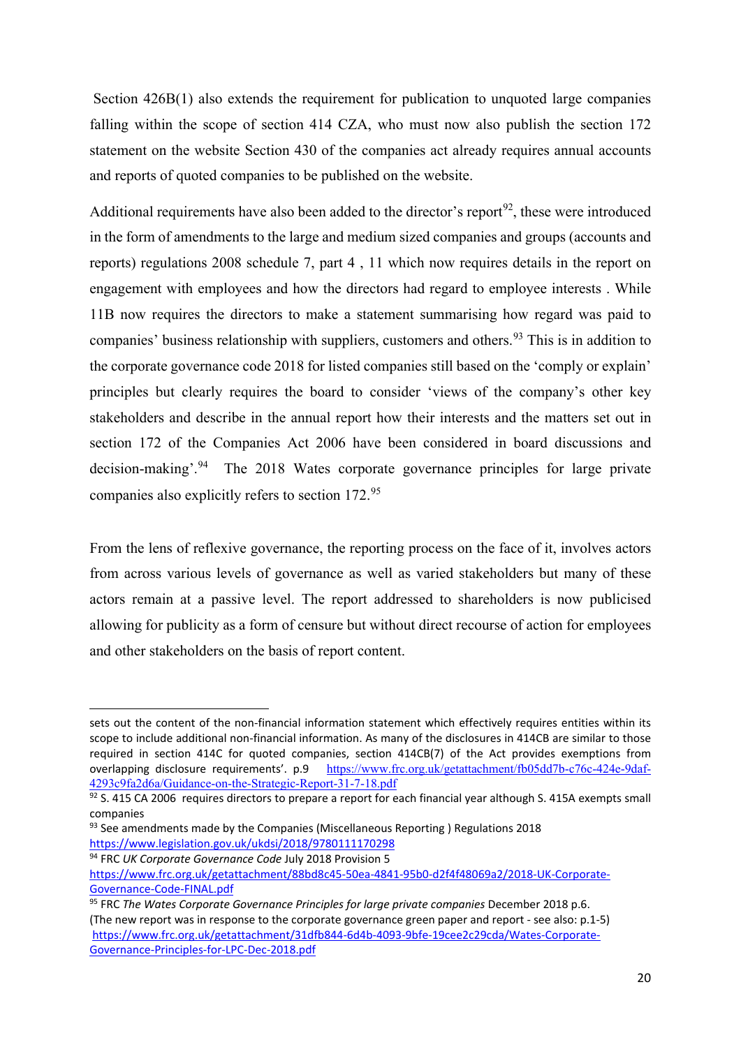Section 426B(1) also extends the requirement for publication to unquoted large companies falling within the scope of section 414 CZA, who must now also publish the section 172 statement on the website Section 430 of the companies act already requires annual accounts and reports of quoted companies to be published on the website.

Additional requirements have also been added to the director's report[92], these were introduced in the form of amendments to the large and medium sized companies and groups (accounts and reports) regulations 2008 schedule 7, part 4 , 11 which now requires details in the report on engagement with employees and how the directors had regard to employee interests . While 11B now requires the directors to make a statement summarising how regard was paid to companies' business relationship with suppliers, customers and others.[93] This is in addition to the corporate governance code 2018 for listed companies still based on the 'comply or explain' principles but clearly requires the board to consider 'views of the company's other key stakeholders and describe in the annual report how their interests and the matters set out in section 172 of the Companies Act 2006 have been considered in board discussions and decision-making'.[94] The 2018 Wates corporate governance principles for large private companies also explicitly refers to section 172.[95]

From the lens of reflexive governance, the reporting process on the face of it, involves actors from across various levels of governance as well as varied stakeholders but many of these actors remain at a passive level. The report addressed to shareholders is now publicised allowing for publicity as a form of censure but without direct recourse of action for employees and other stakeholders on the basis of report content.

---

sets out the content of the non-financial information statement which effectively requires entities within its scope to include additional non-financial information. As many of the disclosures in 414CB are similar to those required in section 414C for quoted companies, section 414CB(7) of the Act provides exemptions from overlapping disclosure requirements'. p.9 https://www.frc.org.uk/getattachment/fb05dd7b-c76c-424e-9daf-4293c9fa2d6a/Guidance-on-the-Strategic-Report-31-7-18.pdf

[92] S. 415 CA 2006 requires directors to prepare a report for each financial year although S. 415A exempts small companies

[93] See amendments made by the Companies (Miscellaneous Reporting ) Regulations 2018 https://www.legislation.gov.uk/ukdsi/2018/9780111170298

[94] FRC *UK Corporate Governance Code* July 2018 Provision 5 https://www.frc.org.uk/getattachment/88bd8c45-50ea-4841-95b0-d2f4f48069a2/2018-UK-Corporate-Governance-Code-FINAL.pdf

[95] FRC *The Wates Corporate Governance Principles for large private companies* December 2018 p.6. (The new report was in response to the corporate governance green paper and report - see also: p.1-5) https://www.frc.org.uk/getattachment/31dfb844-6d4b-4093-9bfe-19cee2c29cda/Wates-Corporate-Governance-Principles-for-LPC-Dec-2018.pdf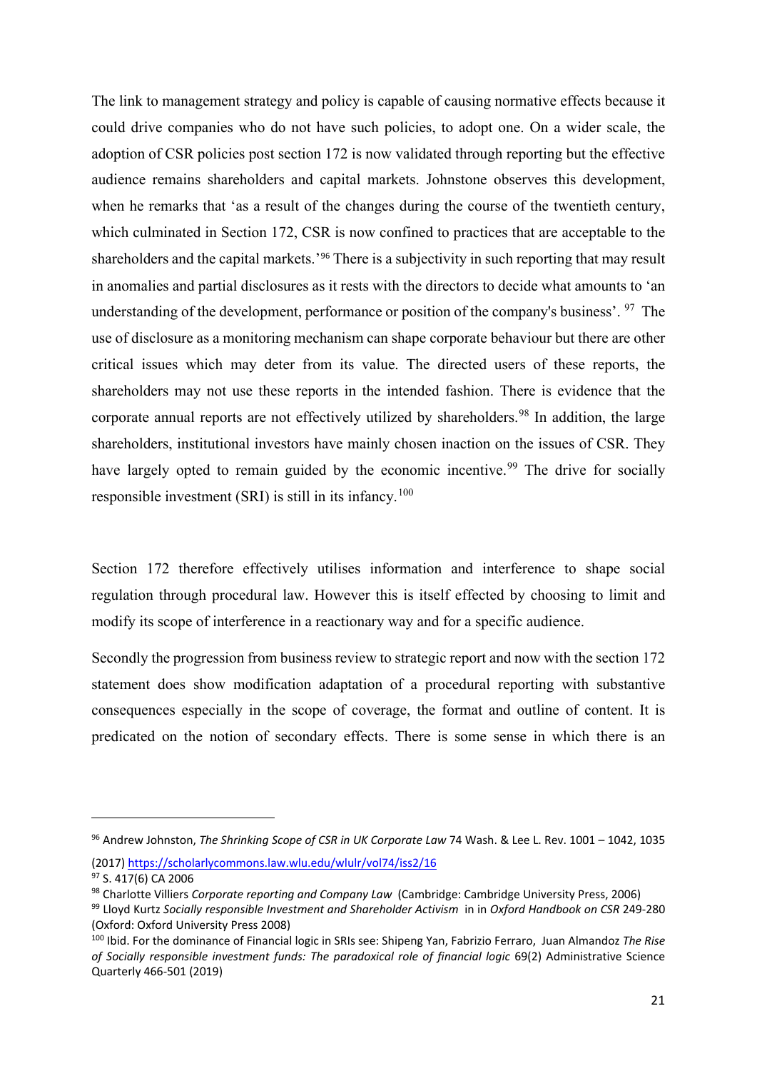The link to management strategy and policy is capable of causing normative effects because it could drive companies who do not have such policies, to adopt one. On a wider scale, the adoption of CSR policies post section 172 is now validated through reporting but the effective audience remains shareholders and capital markets. Johnstone observes this development, when he remarks that 'as a result of the changes during the course of the twentieth century, which culminated in Section 172, CSR is now confined to practices that are acceptable to the shareholders and the capital markets.'[96] There is a subjectivity in such reporting that may result in anomalies and partial disclosures as it rests with the directors to decide what amounts to 'an understanding of the development, performance or position of the company's business'. [97] The use of disclosure as a monitoring mechanism can shape corporate behaviour but there are other critical issues which may deter from its value. The directed users of these reports, the shareholders may not use these reports in the intended fashion. There is evidence that the corporate annual reports are not effectively utilized by shareholders.[98] In addition, the large shareholders, institutional investors have mainly chosen inaction on the issues of CSR. They have largely opted to remain guided by the economic incentive.[99] The drive for socially responsible investment (SRI) is still in its infancy.[100]

Section 172 therefore effectively utilises information and interference to shape social regulation through procedural law. However this is itself effected by choosing to limit and modify its scope of interference in a reactionary way and for a specific audience.

Secondly the progression from business review to strategic report and now with the section 172 statement does show modification adaptation of a procedural reporting with substantive consequences especially in the scope of coverage, the format and outline of content. It is predicated on the notion of secondary effects. There is some sense in which there is an

---

[96] Andrew Johnston, *The Shrinking Scope of CSR in UK Corporate Law* 74 Wash. & Lee L. Rev. 1001 – 1042, 1035 (2017) https://scholarlycommons.law.wlu.edu/wlulr/vol74/iss2/16

[97] S. 417(6) CA 2006

[98] Charlotte Villiers *Corporate reporting and Company Law* (Cambridge: Cambridge University Press, 2006)

[99] Lloyd Kurtz *Socially responsible Investment and Shareholder Activism* in in *Oxford Handbook on CSR* 249-280 (Oxford: Oxford University Press 2008)

[100] Ibid. For the dominance of Financial logic in SRIs see: Shipeng Yan, Fabrizio Ferraro, Juan Almandoz *The Rise of Socially responsible investment funds: The paradoxical role of financial logic* 69(2) Administrative Science Quarterly 466-501 (2019)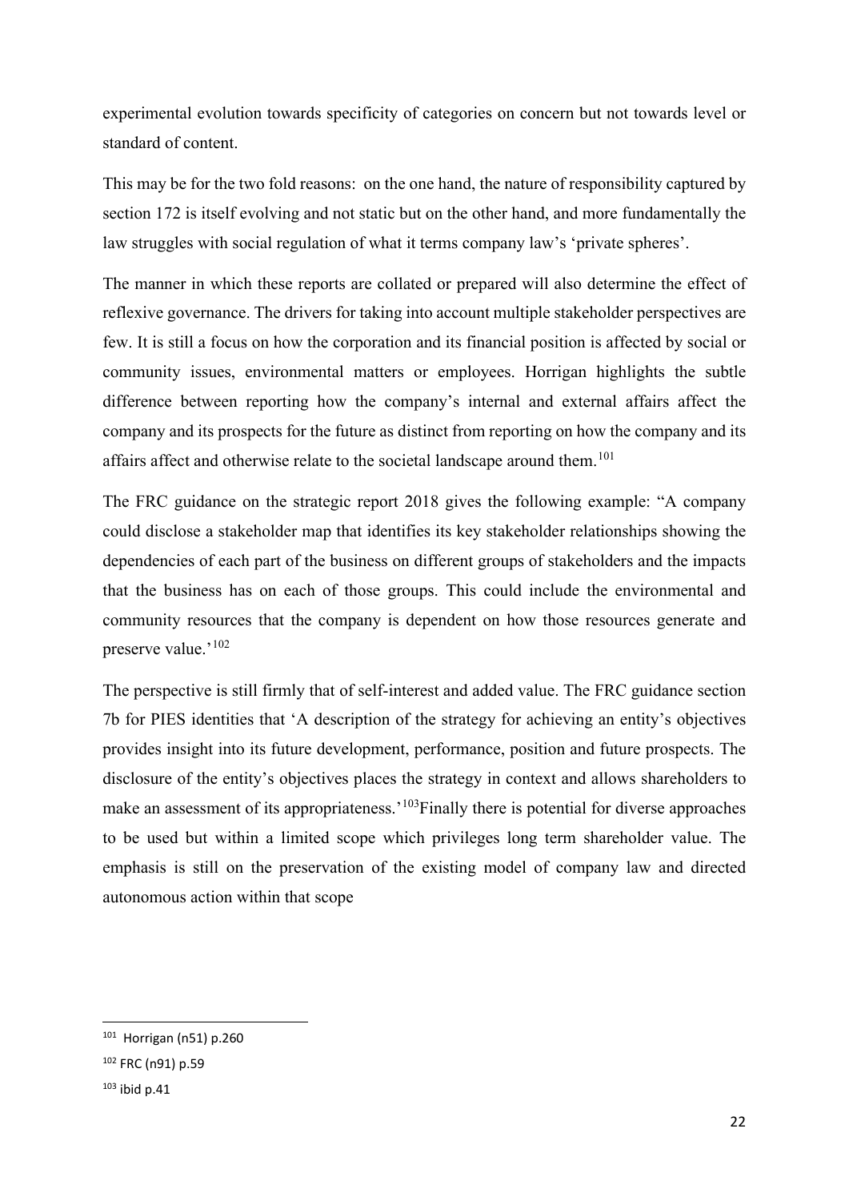experimental evolution towards specificity of categories on concern but not towards level or standard of content.

This may be for the two fold reasons: on the one hand, the nature of responsibility captured by section 172 is itself evolving and not static but on the other hand, and more fundamentally the law struggles with social regulation of what it terms company law's 'private spheres'.

The manner in which these reports are collated or prepared will also determine the effect of reflexive governance. The drivers for taking into account multiple stakeholder perspectives are few. It is still a focus on how the corporation and its financial position is affected by social or community issues, environmental matters or employees. Horrigan highlights the subtle difference between reporting how the company's internal and external affairs affect the company and its prospects for the future as distinct from reporting on how the company and its affairs affect and otherwise relate to the societal landscape around them.[101]

The FRC guidance on the strategic report 2018 gives the following example: "A company could disclose a stakeholder map that identifies its key stakeholder relationships showing the dependencies of each part of the business on different groups of stakeholders and the impacts that the business has on each of those groups. This could include the environmental and community resources that the company is dependent on how those resources generate and preserve value.'[102]

The perspective is still firmly that of self-interest and added value. The FRC guidance section 7b for PIES identities that 'A description of the strategy for achieving an entity's objectives provides insight into its future development, performance, position and future prospects. The disclosure of the entity's objectives places the strategy in context and allows shareholders to make an assessment of its appropriateness.'[103]Finally there is potential for diverse approaches to be used but within a limited scope which privileges long term shareholder value. The emphasis is still on the preservation of the existing model of company law and directed autonomous action within that scope

---

[101] Horrigan (n51) p.260

[102] FRC (n91) p.59

[103] ibid p.41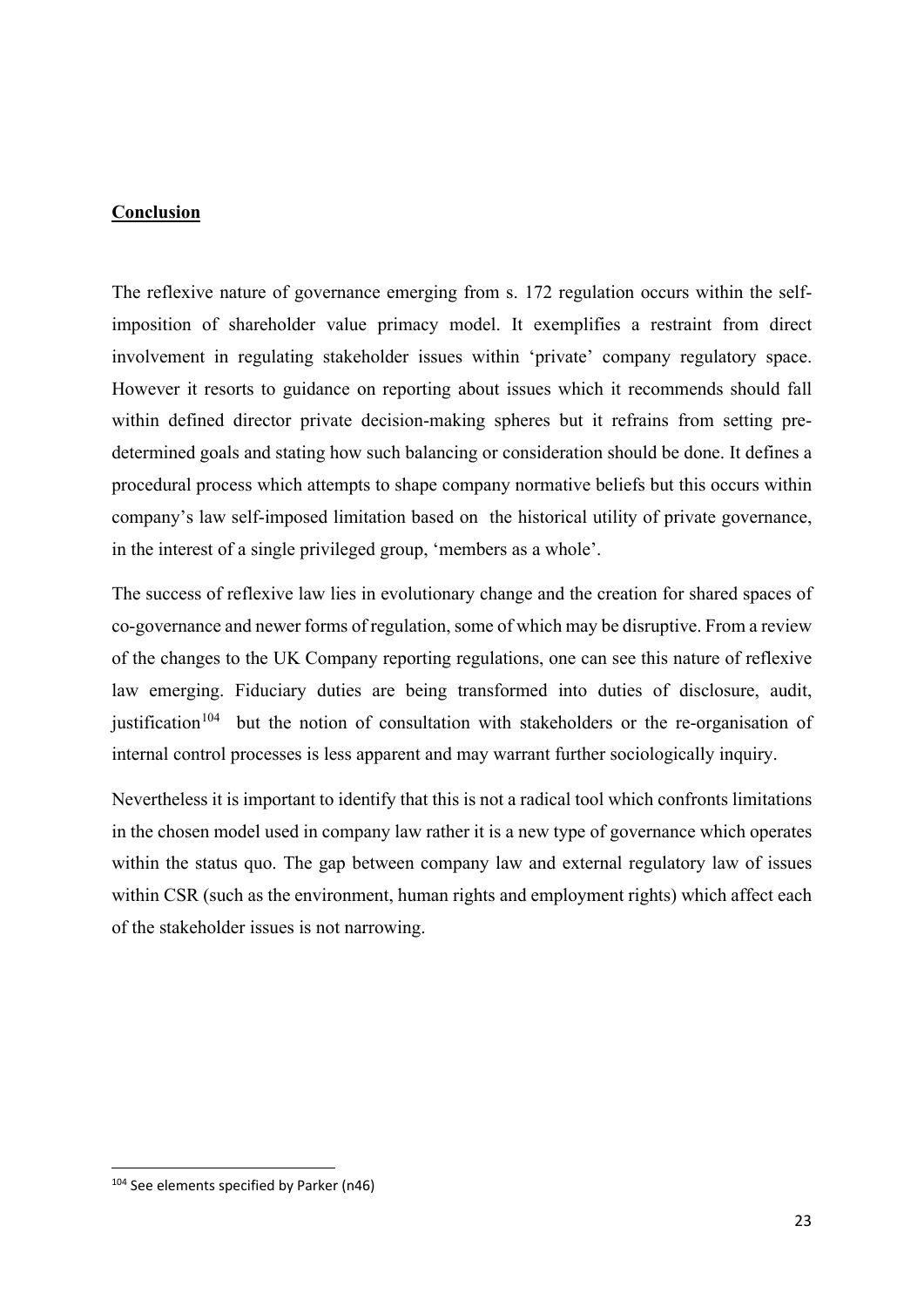**Conclusion**

The reflexive nature of governance emerging from s. 172 regulation occurs within the self-imposition of shareholder value primacy model. It exemplifies a restraint from direct involvement in regulating stakeholder issues within 'private' company regulatory space. However it resorts to guidance on reporting about issues which it recommends should fall within defined director private decision-making spheres but it refrains from setting pre-determined goals and stating how such balancing or consideration should be done. It defines a procedural process which attempts to shape company normative beliefs but this occurs within company's law self-imposed limitation based on the historical utility of private governance, in the interest of a single privileged group, 'members as a whole'.

The success of reflexive law lies in evolutionary change and the creation for shared spaces of co-governance and newer forms of regulation, some of which may be disruptive. From a review of the changes to the UK Company reporting regulations, one can see this nature of reflexive law emerging. Fiduciary duties are being transformed into duties of disclosure, audit, justification[104] but the notion of consultation with stakeholders or the re-organisation of internal control processes is less apparent and may warrant further sociologically inquiry.

Nevertheless it is important to identify that this is not a radical tool which confronts limitations in the chosen model used in company law rather it is a new type of governance which operates within the status quo. The gap between company law and external regulatory law of issues within CSR (such as the environment, human rights and employment rights) which affect each of the stakeholder issues is not narrowing.

[104] See elements specified by Parker (n46)